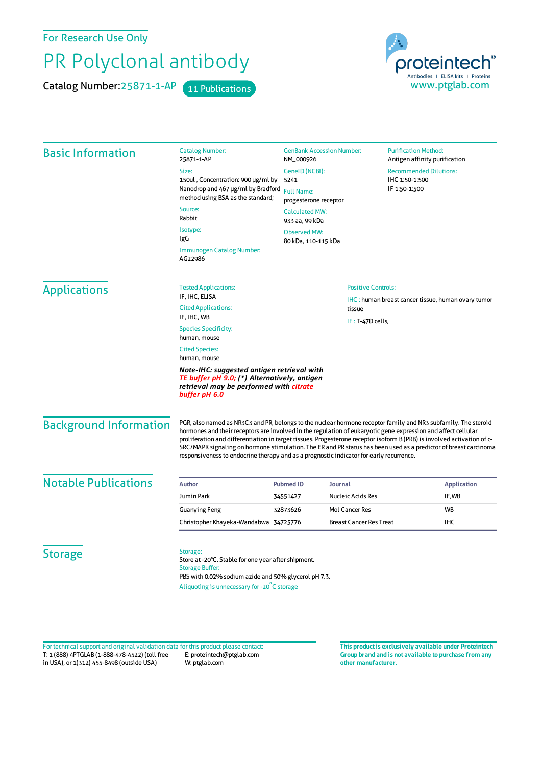For Research Use Only

# PR Polyclonal antibody

Catalog Number: 25871-1-AP    11 Publications

proteintech®
Antibodies | ELISA kits | Proteins
www.ptglab.com

## Basic Information

**Catalog Number:**
25871-1-AP

**Size:**
150ul , Concentration: 900 μg/ml by Nanodrop and 467 μg/ml by Bradford method using BSA as the standard;

**Source:**
Rabbit

**Isotype:**
IgG

**Immunogen Catalog Number:**
AG22986

**GenBank Accession Number:**
NM_000926

**GeneID (NCBI):**
5241

**Full Name:**
progesterone receptor

**Calculated MW:**
933 aa, 99 kDa

**Observed MW:**
80 kDa, 110-115 kDa

**Purification Method:**
Antigen affinity purification

**Recommended Dilutions:**
IHC 1:50-1:500
IF 1:50-1:500

## Applications

**Tested Applications:**
IF, IHC, ELISA

**Cited Applications:**
IF, IHC, WB

**Species Specificity:**
human, mouse

**Cited Species:**
human, mouse

***Note-IHC: suggested antigen retrieval with TE buffer pH 9.0; (*) Alternatively, antigen retrieval may be performed with citrate buffer pH 6.0***

**Positive Controls:**

IHC : human breast cancer tissue, human ovary tumor tissue

IF : T-47D cells,

## Background Information

PGR, also named as NR3C3 and PR, belongs to the nuclear hormone receptor family and NR3 subfamily. The steroid hormones and their receptors are involved in the regulation of eukaryotic gene expression and affect cellular proliferation and differentiation in target tissues. Progesterone receptor isoform B (PRB) is involved activation of c-SRC/MAPK signaling on hormone stimulation. The ER and PR status has been used as a predictor of breast carcinoma responsiveness to endocrine therapy and as a prognostic indicator for early recurrence.

## Notable Publications

| Author | Pubmed ID | Journal | Application |
|---|---|---|---|
| Jumin Park | 34551427 | Nucleic Acids Res | IF,WB |
| Guanying Feng | 32873626 | Mol Cancer Res | WB |
| Christopher Khayeka-Wandabwa | 34725776 | Breast Cancer Res Treat | IHC |

## Storage

**Storage:**
Store at -20°C. Stable for one year after shipment.

**Storage Buffer:**
PBS with 0.02% sodium azide and 50% glycerol pH 7.3.

Aliquoting is unnecessary for -20°C storage

For technical support and original validation data for this product please contact:
T: 1 (888) 4PTGLAB (1-888-478-4522) (toll free in USA), or 1(312) 455-8498 (outside USA)
E: proteintech@ptglab.com
W: ptglab.com

**This product is exclusively available under Proteintech Group brand and is not available to purchase from any other manufacturer.**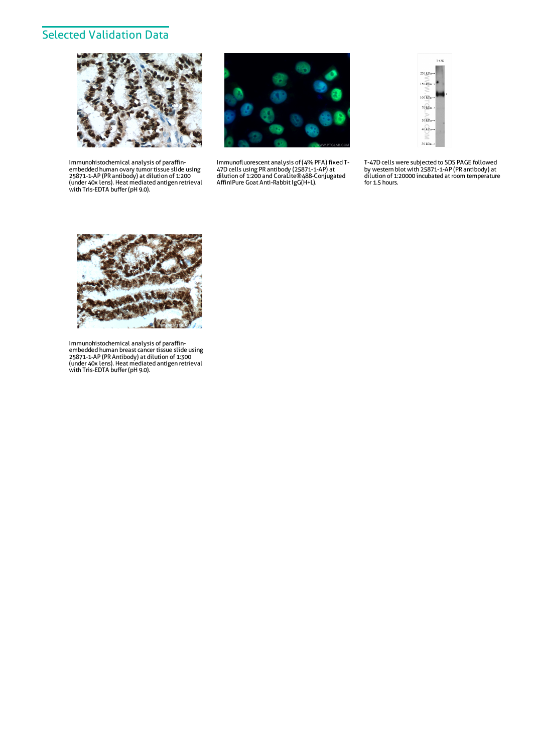## Selected Validation Data

Immunohistochemical analysis of paraffin-embedded human ovary tumor tissue slide using 25871-1-AP (PR antibody) at dilution of 1:200 (under 40x lens). Heat mediated antigen retrieval with Tris-EDTA buffer (pH 9.0).

Immunofluorescent analysis of (4% PFA) fixed T-47D cells using PR antibody (25871-1-AP) at dilution of 1:200 and CoraLite®488-Conjugated AffiniPure Goat Anti-Rabbit IgG(H+L).

T-47D cells were subjected to SDS PAGE followed by western blot with 25871-1-AP (PR antibody) at dilution of 1:20000 incubated at room temperature for 1.5 hours.

Immunohistochemical analysis of paraffin-embedded human breast cancer tissue slide using 25871-1-AP (PR Antibody) at dilution of 1:300 (under 40x lens). Heat mediated antigen retrieval with Tris-EDTA buffer (pH 9.0).